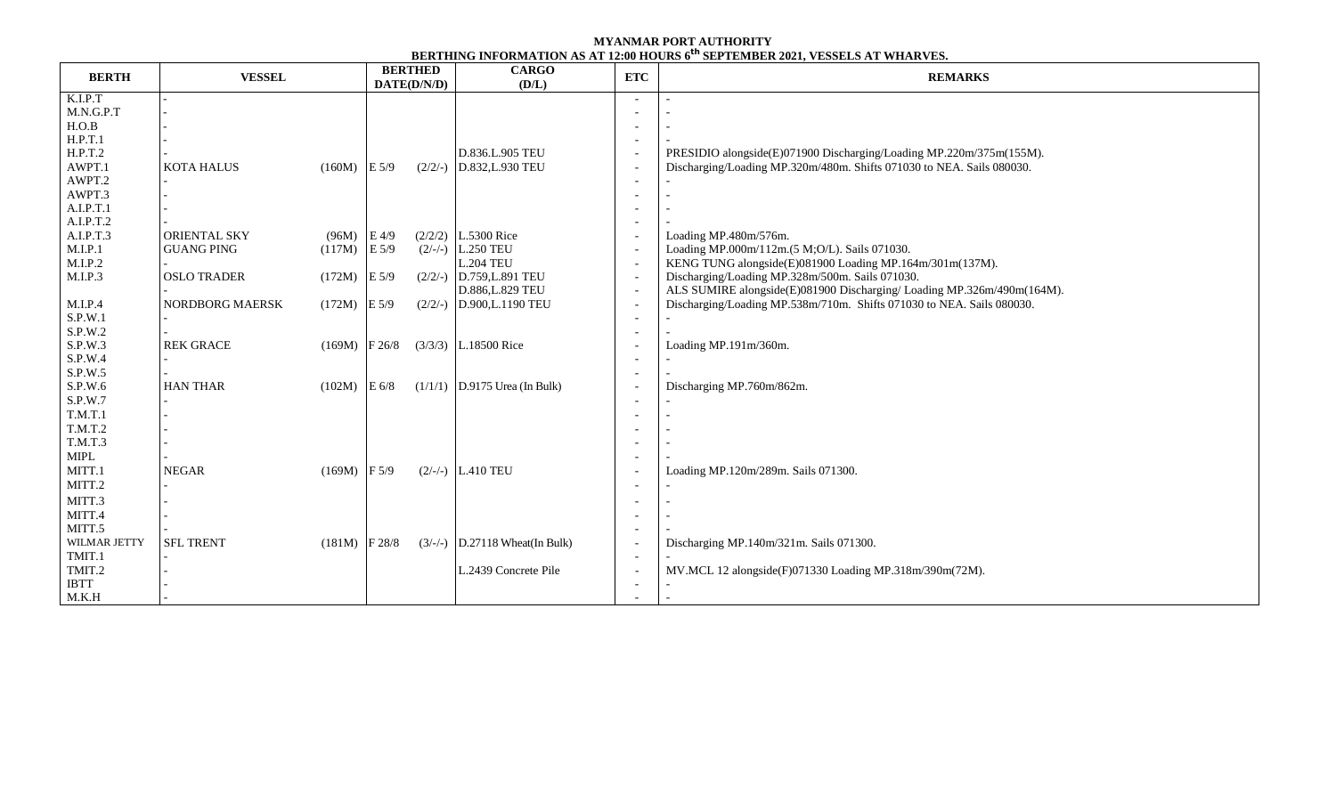# MYANMAR PORT AUTHORITY

## BERTHING INFORMATION AS AT 12:00 HOURS 6th SEPTEMBER 2021, VESSELS AT WHARVES.

| BERTH | VESSEL | | BERTHED DATE(D/N/D) | | CARGO (D/L) | ETC | REMARKS |
|---|---|---|---|---|---|---|---|
| K.I.P.T | - | | | | | - | - |
| M.N.G.P.T | - | | | | | - | - |
| H.O.B | - | | | | | - | - |
| H.P.T.1 | - | | | | | - | - |
| H.P.T.2 | - | | | | D.836.L.905 TEU | - | PRESIDIO alongside(E)071900 Discharging/Loading MP.220m/375m(155M). |
| AWPT.1 | KOTA HALUS | (160M) | E 5/9 | (2/2/-) | D.832,L.930 TEU | - | Discharging/Loading MP.320m/480m. Shifts 071030 to NEA. Sails 080030. |
| AWPT.2 | - | | | | | - | - |
| AWPT.3 | - | | | | | - | - |
| A.I.P.T.1 | - | | | | | - | - |
| A.I.P.T.2 | - | | | | | - | - |
| A.I.P.T.3 | ORIENTAL SKY | (96M) | E 4/9 | (2/2/2) | L.5300 Rice | - | Loading MP.480m/576m. |
| M.I.P.1 | GUANG PING | (117M) | E 5/9 | (2/-/-) | L.250 TEU | - | Loading MP.000m/112m.(5 M;O/L). Sails 071030. |
| M.I.P.2 | - | | | | L.204 TEU | - | KENG TUNG alongside(E)081900 Loading MP.164m/301m(137M). |
| M.I.P.3 | OSLO TRADER | (172M) | E 5/9 | (2/2/-) | D.759,L.891 TEU | - | Discharging/Loading MP.328m/500m. Sails 071030. |
| | - | | | | D.886,L.829 TEU | - | ALS SUMIRE alongside(E)081900 Discharging/ Loading MP.326m/490m(164M). |
| M.I.P.4 | NORDBORG MAERSK | (172M) | E 5/9 | (2/2/-) | D.900,L.1190 TEU | - | Discharging/Loading MP.538m/710m. Shifts 071030 to NEA. Sails 080030. |
| S.P.W.1 | - | | | | | - | - |
| S.P.W.2 | - | | | | | - | - |
| S.P.W.3 | REK GRACE | (169M) | F 26/8 | (3/3/3) | L.18500 Rice | - | Loading MP.191m/360m. |
| S.P.W.4 | - | | | | | - | - |
| S.P.W.5 | - | | | | | - | - |
| S.P.W.6 | HAN THAR | (102M) | E 6/8 | (1/1/1) | D.9175 Urea (In Bulk) | - | Discharging MP.760m/862m. |
| S.P.W.7 | - | | | | | - | - |
| T.M.T.1 | - | | | | | - | - |
| T.M.T.2 | - | | | | | - | - |
| T.M.T.3 | - | | | | | - | - |
| MIPL | - | | | | | - | - |
| MITT.1 | NEGAR | (169M) | F 5/9 | (2/-/-) | L.410 TEU | - | Loading MP.120m/289m. Sails 071300. |
| MITT.2 | - | | | | | - | - |
| MITT.3 | - | | | | | - | - |
| MITT.4 | - | | | | | - | - |
| MITT.5 | - | | | | | - | - |
| WILMAR JETTY | SFL TRENT | (181M) | F 28/8 | (3/-/-) | D.27118 Wheat(In Bulk) | - | Discharging MP.140m/321m. Sails 071300. |
| TMIT.1 | - | | | | | - | - |
| TMIT.2 | - | | | | L.2439 Concrete Pile | - | MV.MCL 12 alongside(F)071330 Loading MP.318m/390m(72M). |
| IBTT | - | | | | | - | - |
| M.K.H | - | | | | | - | - |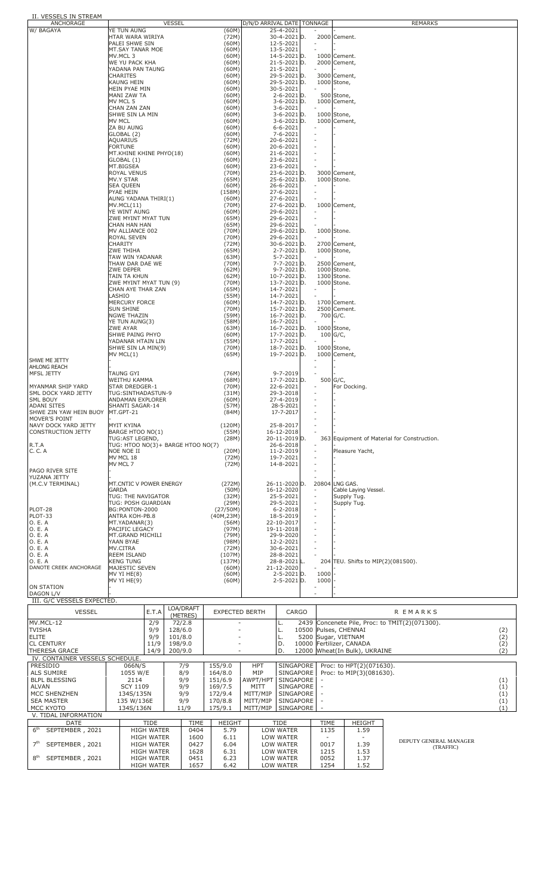## II. VESSELS IN STREAM

| ANCHORAGE | VESSEL | | D/N/D ARRIVAL DATE | | TONNAGE | REMARKS |
|---|---|---|---|---|---|---|
| W/ BAGAYA | YE TUN AUNG | (60M) | 25-4-2021 | | - | - |
| | HTAR WARA WIRIYA | (72M) | 30-4-2021 | D. | 2000 | Cement. |
| | PALEI SHWE SIN | (60M) | 12-5-2021 | | - | - |
| | MT.SAY TANAR MOE | (60M) | 13-5-2021 | | - | - |
| | MV.MCL 3 | (60M) | 14-5-2021 | D. | 1000 | Cement. |
| | WE YU PACK KHA | (60M) | 21-5-2021 | D. | 2000 | Cement, |
| | YADANA PAN TAUNG | (60M) | 21-5-2021 | | - | - |
| | CHARITES | (60M) | 29-5-2021 | D. | 3000 | Cement, |
| | KAUNG HEIN | (60M) | 29-5-2021 | D. | 1000 | Stone, |
| | HEIN PYAE MIN | (60M) | 30-5-2021 | | - | - |
| | MANI ZAW TA | (60M) | 2-6-2021 | D. | 500 | Stone, |
| | MV MCL 5 | (60M) | 3-6-2021 | D. | 1000 | Cement, |
| | CHAN ZAN ZAN | (60M) | 3-6-2021 | | - | - |
| | SHWE SIN LA MIN | (60M) | 3-6-2021 | D. | 1000 | Stone, |
| | MV MCL | (60M) | 3-6-2021 | D. | 1000 | Cement, |
| | ZA BU AUNG | (60M) | 6-6-2021 | | - | - |
| | GLOBAL (2) | (60M) | 7-6-2021 | | - | - |
| | AQUARIUS | (72M) | 20-6-2021 | | - | - |
| | FORTUNE | (60M) | 20-6-2021 | | - | - |
| | MT.KHINE KHINE PHYO(18) | (60M) | 21-6-2021 | | - | - |
| | GLOBAL (1) | (60M) | 23-6-2021 | | - | - |
| | MT.BIGSEA | (60M) | 23-6-2021 | | - | - |
| | ROYAL VENUS | (70M) | 23-6-2021 | D. | 3000 | Cement, |
| | MV.Y STAR | (65M) | 25-6-2021 | D. | 1000 | Stone. |
| | SEA QUEEN | (60M) | 26-6-2021 | | - | - |
| | PYAE HEIN | (158M) | 27-6-2021 | | - | - |
| | AUNG YADANA THIRI(1) | (60M) | 27-6-2021 | | - | - |
| | MV.MCL(11) | (70M) | 27-6-2021 | D. | 1000 | Cement, |
| | YE WINT AUNG | (60M) | 29-6-2021 | | - | - |
| | ZWE MYINT MYAT TUN | (65M) | 29-6-2021 | | - | - |
| | CHAN HAN HAN | (65M) | 29-6-2021 | | - | - |
| | MV ALLIANCE 002 | (70M) | 29-6-2021 | D. | 1000 | Stone. |
| | ROYAL SEVEN | (70M) | 29-6-2021 | | - | - |
| | CHARITY | (72M) | 30-6-2021 | D. | 2700 | Cement, |
| | ZWE THIHA | (65M) | 2-7-2021 | D. | 1000 | Stone, |
| | TAW WIN YADANAR | (63M) | 5-7-2021 | | - | - |
| | THAW DAR DAE WE | (70M) | 7-7-2021 | D. | 2500 | Cement, |
| | ZWE DEPER | (62M) | 9-7-2021 | D. | 1000 | Stone. |
| | TAIN TA KHUN | (62M) | 10-7-2021 | D. | 1300 | Stone. |
| | ZWE MYINT MYAT TUN (9) | (70M) | 13-7-2021 | D. | 1000 | Stone. |
| | CHAN AYE THAR ZAN | (65M) | 14-7-2021 | | - | - |
| | LASHIO | (55M) | 14-7-2021 | | - | - |
| | MERCURY FORCE | (60M) | 14-7-2021 | D. | 1700 | Cement. |
| | SUN SHINE | (70M) | 15-7-2021 | D. | 2500 | Cement. |
| | NGWE THAZIN | (59M) | 16-7-2021 | D. | 700 | G/C. |
| | YE TUN AUNG(3) | (58M) | 16-7-2021 | | - | - |
| | ZWE AYAR | (63M) | 16-7-2021 | D. | 1000 | Stone, |
| | SHWE PAING PHYO | (60M) | 17-7-2021 | D. | 100 | G/C, |
| | YADANAR HTAIN LIN | (55M) | 17-7-2021 | | - | - |
| | SHWE SIN LA MIN(9) | (70M) | 18-7-2021 | D. | 1000 | Stone, |
| | MV MCL(1) | (65M) | 19-7-2021 | D. | 1000 | Cement, |
| SHWE ME JETTY | - | | | | - | - |
| AHLONG REACH | - | | | | - | - |
| MFSL JETTY | TAUNG GYI | (76M) | 9-7-2019 | | - | - |
| | WEITHU KAMMA | (68M) | 17-7-2021 | D. | 500 | G/C, |
| MYANMAR SHIP YARD | STAR DREDGER-1 | (70M) | 22-6-2021 | | - | For Docking. |
| SML DOCK YARD JETTY | TUG:SINTHADASTUN-9 | (31M) | 29-3-2018 | | - | - |
| SML BOUY | ANDAMAN EXPLORER | (60M) | 27-4-2019 | | - | - |
| ADANI SITES | SHANTI SAGAR-14 | (57M) | 28-5-2021 | | - | - |
| SHWE ZIN YAW HEIN BUOY | MT.GPT-21 | (84M) | 17-7-2017 | | - | - |
| MOVER'S POINT | - | | | | - | - |
| NAVY DOCK YARD JETTY | MYIT KYINA | (120M) | 25-8-2017 | | - | - |
| CONSTRUCTION JETTY | BARGE HTOO NO(1) | (55M) | 16-12-2018 | | - | - |
| | TUG:AST LEGEND, | (28M) | 20-11-2019 | D. | 363 | Equipment of Material for Construction. |
| R.T.A | TUG: HTOO NO(3)+ BARGE HTOO NO(7) | | 26-6-2018 | | - | - |
| C. C. A | NOE NOE II | (20M) | 11-2-2019 | | - | Pleasure Yacht, |
| | MV MCL 18 | (72M) | 19-7-2021 | | - | - |
| | MV MCL 7 | (72M) | 14-8-2021 | | - | - |
| PAGO RIVER SITE | - | | | | - | - |
| YUZANA JETTY | - | | | | - | - |
| (M.C.V TERMINAL) | MT.CNTIC V POWER ENERGY | (272M) | 26-11-2020 | D. | 20804 | LNG GAS. |
| | GARDA | (50M) | 16-12-2020 | | - | Cable Laying Vessel. |
| | TUG: THE NAVIGATOR | (32M) | 25-5-2021 | | - | Supply Tug. |
| | TUG: POSH GUARDIAN | (29M) | 29-5-2021 | | - | Supply Tug. |
| PLOT-28 | BG:PONTON-2000 | (27/50M) | 6-2-2018 | | - | - |
| PLOT-33 | ANTRA KOH-PB.8 | (40M,23M) | 18-5-2019 | | - | - |
| O. E. A | MT.YADANAR(3) | (56M) | 22-10-2017 | | - | - |
| O. E. A | PACIFIC LEGACY | (97M) | 19-11-2018 | | - | - |
| O. E. A | MT.GRAND MICHILI | (79M) | 29-9-2020 | | - | - |
| O. E. A | YAAN BYAE | (98M) | 12-2-2021 | | - | - |
| O. E. A | MV.CITRA | (72M) | 30-6-2021 | | - | - |
| O. E. A | REEM ISLAND | (107M) | 28-8-2021 | | - | - |
| O. E. A | KENG TUNG | (137M) | 28-8-2021 | L. | 204 | TEU. Shifts to MIP(2)(081500). |
| DANOTE CREEK ANCHORAGE | MAJESTIC SEVEN | (60M) | 21-12-2020 | | - | - |
| | MV YI HE(8) | (60M) | 2-5-2021 | D. | 1000 | - |
| | MV YI HE(9) | (60M) | 2-5-2021 | D. | 1000 | - |
| ON STATION | - | | | | - | - |
| DAGON L/V | - | | | | - | - |

## III. G/C VESSELS EXPECTED.

| VESSEL | E.T.A | LOA/DRAFT (METRES) | EXPECTED BERTH | CARGO | | REMARKS | |
|---|---|---|---|---|---|---|---|
| MV.MCL-12 | 2/9 | 72/2.8 | - | L. | 2439 | Concenete Pile, Proc: to TMIT(2)(071300). | |
| TVISHA | 9/9 | 128/6.0 | - | L. | 10500 | Pulses, CHENNAI | (2) |
| ELITE | 9/9 | 101/8.0 | - | L. | 5200 | Sugar, VIETNAM | (2) |
| CL CENTURY | 11/9 | 198/9.0 | - | D. | 10000 | Fertilizer, CANADA | (2) |
| THERESA GRACE | 14/9 | 200/9.0 | - | D. | 12000 | Wheat(In Bulk), UKRAINE | (2) |

## IV. CONTAINER VESSELS SCHEDULE.

| VESSEL | VOY | E.T.A | LOA/DRAFT | BERTH | FROM | REMARKS | |
|---|---|---|---|---|---|---|---|
| PRESIDIO | 066N/S | 7/9 | 155/9.0 | HPT | SINGAPORE | Proc: to HPT(2)(071630). | |
| ALS SUMIRE | 1055 W/E | 8/9 | 164/8.0 | MIP | SINGAPORE | Proc: to MIP(3)(081630). | |
| BLPL BLESSING | 2114 | 9/9 | 151/6.9 | AWPT/HPT | SINGAPORE | - | (1) |
| ALVAN | SCY 1109 | 9/9 | 169/7.5 | MITT | SINGAPORE | - | (1) |
| MCC SHENZHEN | 134S/135N | 9/9 | 172/9.4 | MITT/MIP | SINGAPORE | - | (1) |
| SEA MASTER | 135 W/136E | 9/9 | 170/8.8 | MITT/MIP | SINGAPORE | - | (1) |
| MCC KYOTO | 134S/136N | 11/9 | 175/9.1 | MITT/MIP | SINGAPORE | - | (1) |

## V. TIDAL INFORMATION

| DATE | TIDE | TIME | HEIGHT | TIDE | TIME | HEIGHT |
|---|---|---|---|---|---|---|
| 6th SEPTEMBER , 2021 | HIGH WATER | 0404 | 5.79 | LOW WATER | 1135 | 1.59 |
| | HIGH WATER | 1600 | 6.11 | LOW WATER | - | - |
| 7th SEPTEMBER , 2021 | HIGH WATER | 0427 | 6.04 | LOW WATER | 0017 | 1.39 |
| | HIGH WATER | 1628 | 6.31 | LOW WATER | 1215 | 1.53 |
| 8th SEPTEMBER , 2021 | HIGH WATER | 0451 | 6.23 | LOW WATER | 0052 | 1.37 |
| | HIGH WATER | 1657 | 6.42 | LOW WATER | 1254 | 1.52 |

DEPUTY GENERAL MANAGER
(TRAFFIC)